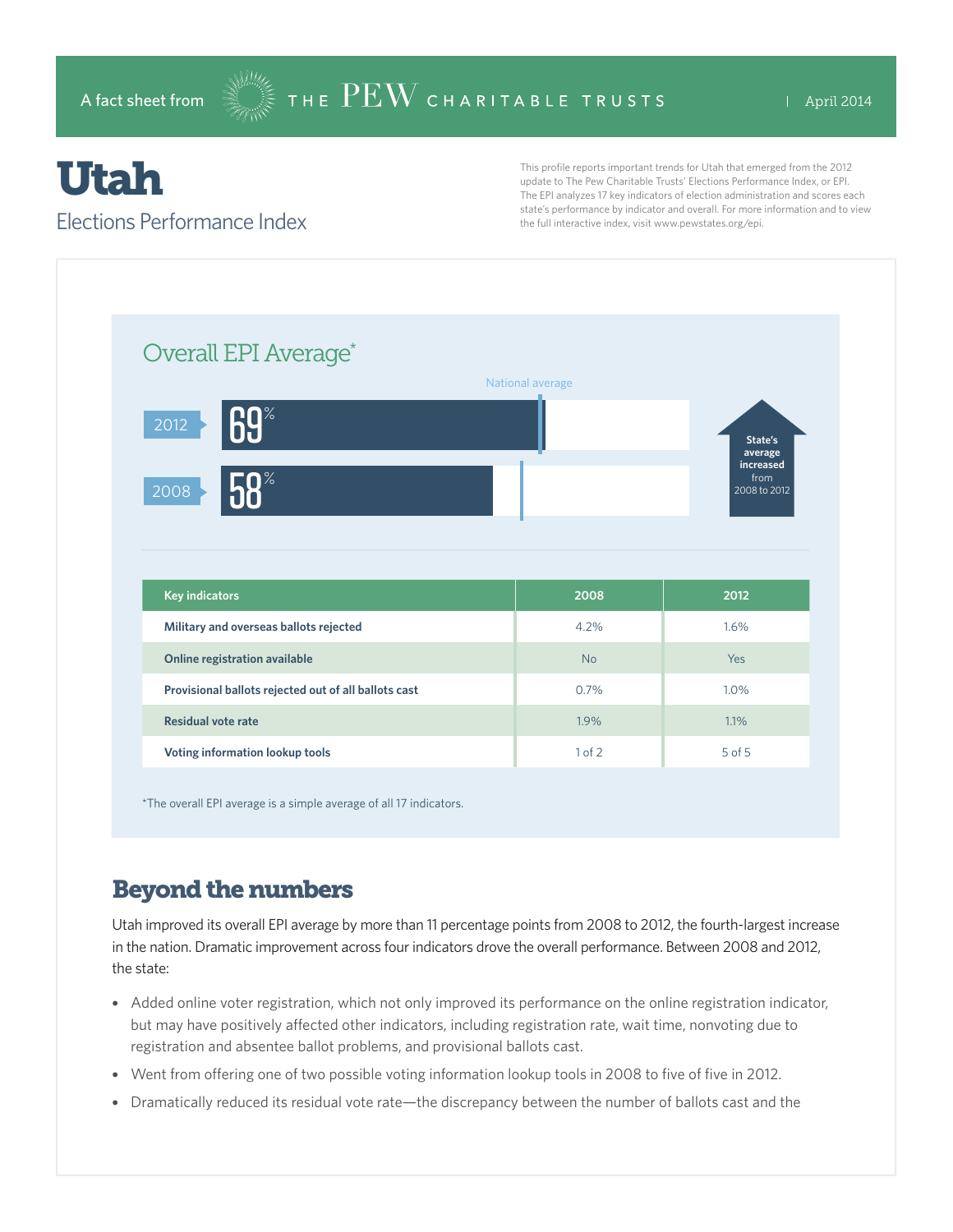A fact sheet from THE PEW CHARITABLE TRUSTS | April 2014

# Utah

## Elections Performance Index

This profile reports important trends for Utah that emerged from the 2012 update to The Pew Charitable Trusts' Elections Performance Index, or EPI. The EPI analyzes 17 key indicators of election administration and scores each state's performance by indicator and overall. For more information and to view the full interactive index, visit www.pewstates.org/epi.

### Overall EPI Average*

National average

2012: 69%

2008: 58%

State's average increased from 2008 to 2012

| Key indicators | 2008 | 2012 |
|---|---|---|
| Military and overseas ballots rejected | 4.2% | 1.6% |
| Online registration available | No | Yes |
| Provisional ballots rejected out of all ballots cast | 0.7% | 1.0% |
| Residual vote rate | 1.9% | 1.1% |
| Voting information lookup tools | 1 of 2 | 5 of 5 |

*The overall EPI average is a simple average of all 17 indicators.

## Beyond the numbers

Utah improved its overall EPI average by more than 11 percentage points from 2008 to 2012, the fourth-largest increase in the nation. Dramatic improvement across four indicators drove the overall performance. Between 2008 and 2012, the state:

- Added online voter registration, which not only improved its performance on the online registration indicator, but may have positively affected other indicators, including registration rate, wait time, nonvoting due to registration and absentee ballot problems, and provisional ballots cast.
- Went from offering one of two possible voting information lookup tools in 2008 to five of five in 2012.
- Dramatically reduced its residual vote rate—the discrepancy between the number of ballots cast and the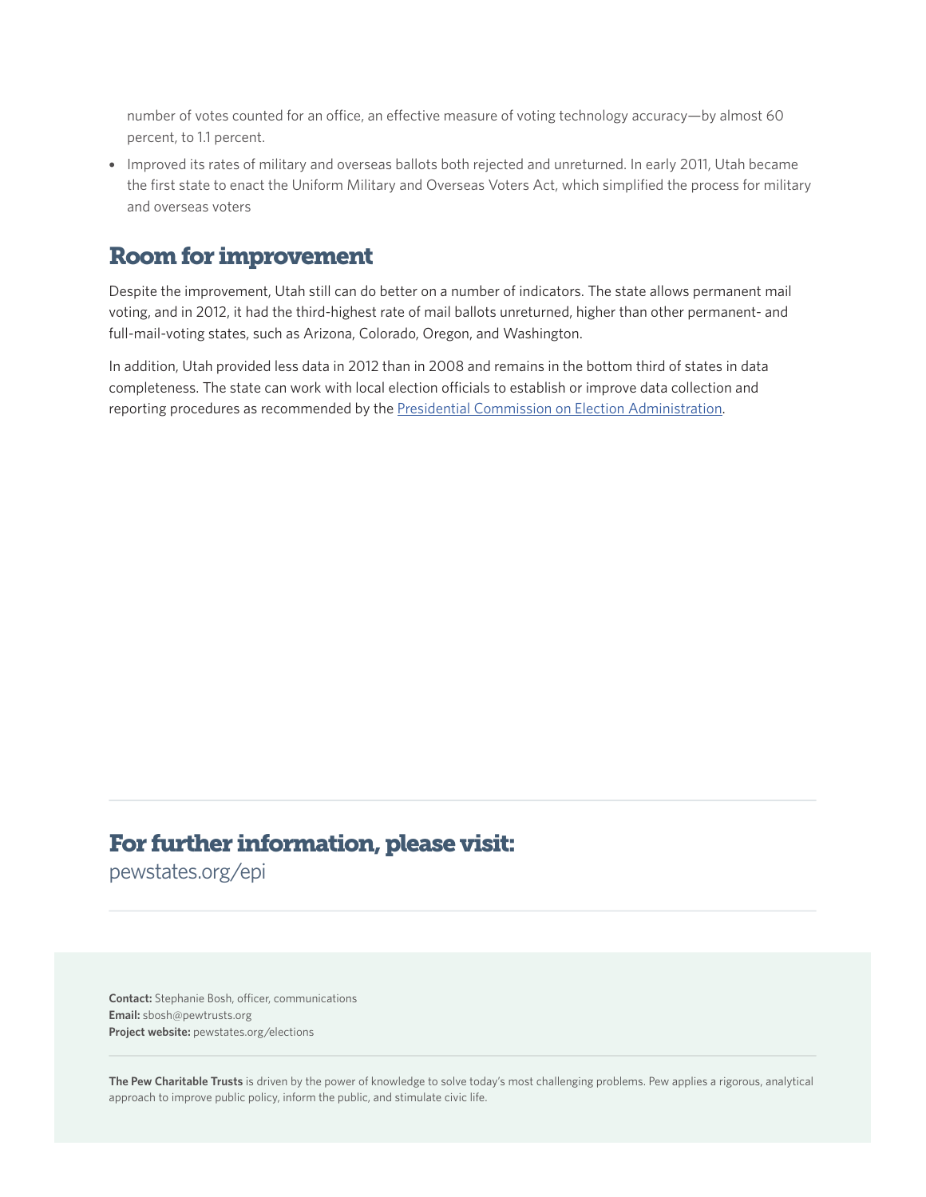number of votes counted for an office, an effective measure of voting technology accuracy—by almost 60 percent, to 1.1 percent.

- Improved its rates of military and overseas ballots both rejected and unreturned. In early 2011, Utah became the first state to enact the Uniform Military and Overseas Voters Act, which simplified the process for military and overseas voters

## Room for improvement

Despite the improvement, Utah still can do better on a number of indicators. The state allows permanent mail voting, and in 2012, it had the third-highest rate of mail ballots unreturned, higher than other permanent- and full-mail-voting states, such as Arizona, Colorado, Oregon, and Washington.

In addition, Utah provided less data in 2012 than in 2008 and remains in the bottom third of states in data completeness. The state can work with local election officials to establish or improve data collection and reporting procedures as recommended by the Presidential Commission on Election Administration.

## For further information, please visit:

pewstates.org/epi

**Contact:** Stephanie Bosh, officer, communications
**Email:** sbosh@pewtrusts.org
**Project website:** pewstates.org/elections

**The Pew Charitable Trusts** is driven by the power of knowledge to solve today's most challenging problems. Pew applies a rigorous, analytical approach to improve public policy, inform the public, and stimulate civic life.